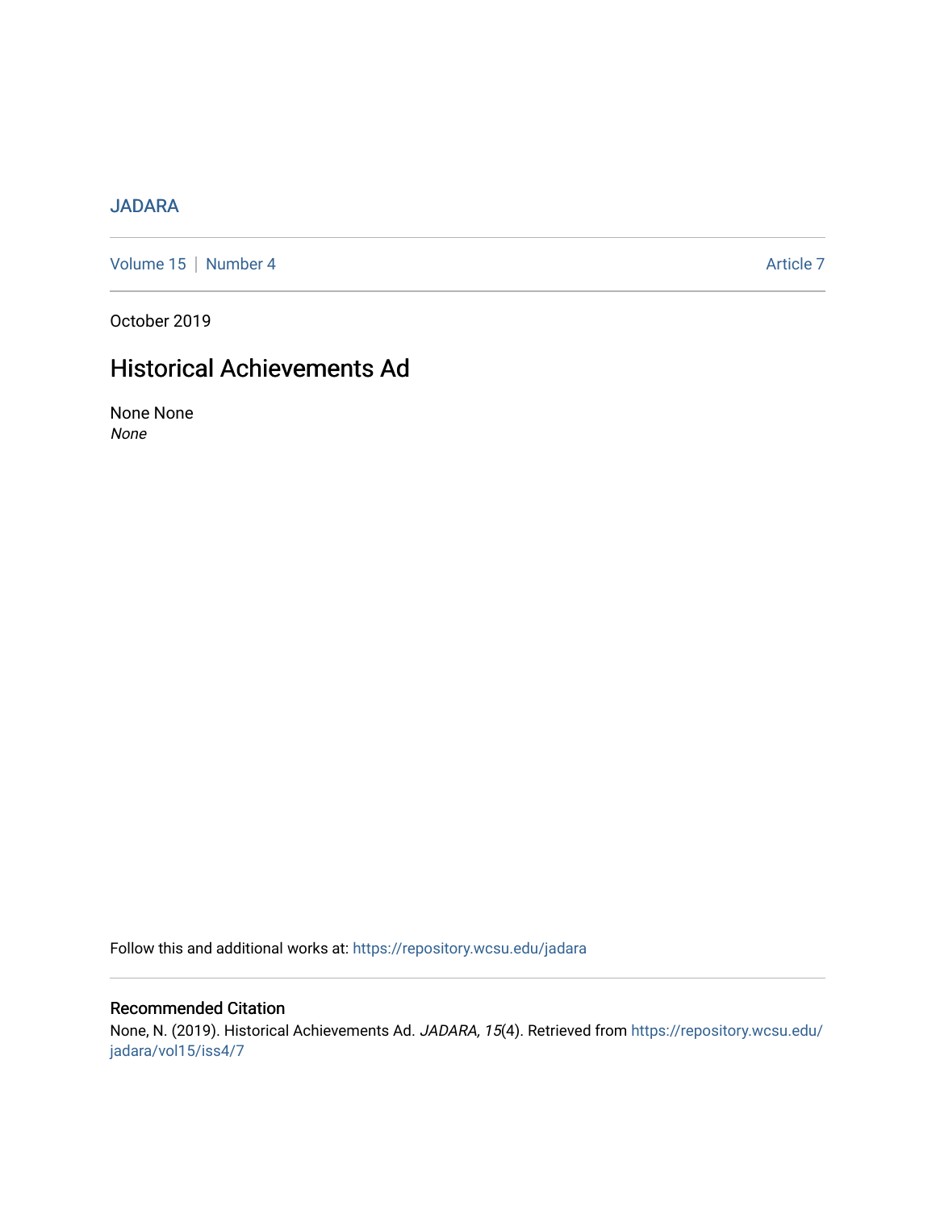JADARA

Volume 15 | Number 4 Article 7

October 2019

# Historical Achievements Ad

None None
*None*

Follow this and additional works at: https://repository.wcsu.edu/jadara

## Recommended Citation

None, N. (2019). Historical Achievements Ad. *JADARA, 15*(4). Retrieved from https://repository.wcsu.edu/jadara/vol15/iss4/7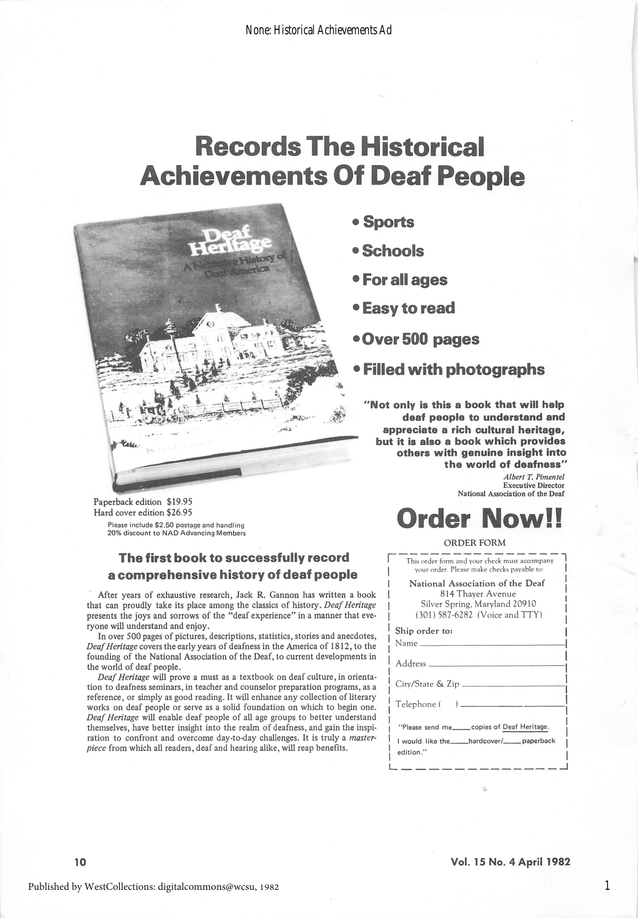# Records The Historical Achievements Of Deaf People

- **Sports**
- **Schools**
- **For all ages**
- **Easy to read**
- **Over 500 pages**
- **Filled with photographs**

**"Not only is this a book that will help deaf people to understand and appreciate a rich cultural heritage, but it is also a book which provides others with genuine insight into the world of deafness"**

*Albert T. Pimentel*
Executive Director
National Association of the Deaf

Paperback edition $19.95
Hard cover edition $26.95
Please include $2.50 postage and handling
20% discount to NAD Advancing Members

## The first book to successfully record a comprehensive history of deaf people

After years of exhaustive research, Jack R. Gannon has written a book that can proudly take its place among the classics of history. *Deaf Heritage* presents the joys and sorrows of the "deaf experience" in a manner that everyone will understand and enjoy.

In over 500 pages of pictures, descriptions, statistics, stories and anecdotes, *Deaf Heritage* covers the early years of deafness in the America of 1812, to the founding of the National Association of the Deaf, to current developments in the world of deaf people.

*Deaf Heritage* will prove a must as a textbook on deaf culture, in orientation to deafness seminars, in teacher and counselor preparation programs, as a reference, or simply as good reading. It will enhance any collection of literary works on deaf people or serve as a solid foundation on which to begin one. *Deaf Heritage* will enable deaf people of all age groups to better understand themselves, have better insight into the realm of deafness, and gain the inspiration to confront and overcome day-to-day challenges. It is truly a *masterpiece* from which all readers, deaf and hearing alike, will reap benefits.

# Order Now!!

ORDER FORM

This order form and your check must accompany your order. Please make checks payable to:

National Association of the Deaf
814 Thayer Avenue
Silver Spring, Maryland 20910
(301) 587-6282 (Voice and TTY)

Ship order to:
Name ______________________
Address ______________________
City/State & Zip ______________________
Telephone ( ) ______________________

"Please send me_____copies of Deaf Heritage.
I would like the_____hardcover/_____paperback edition."